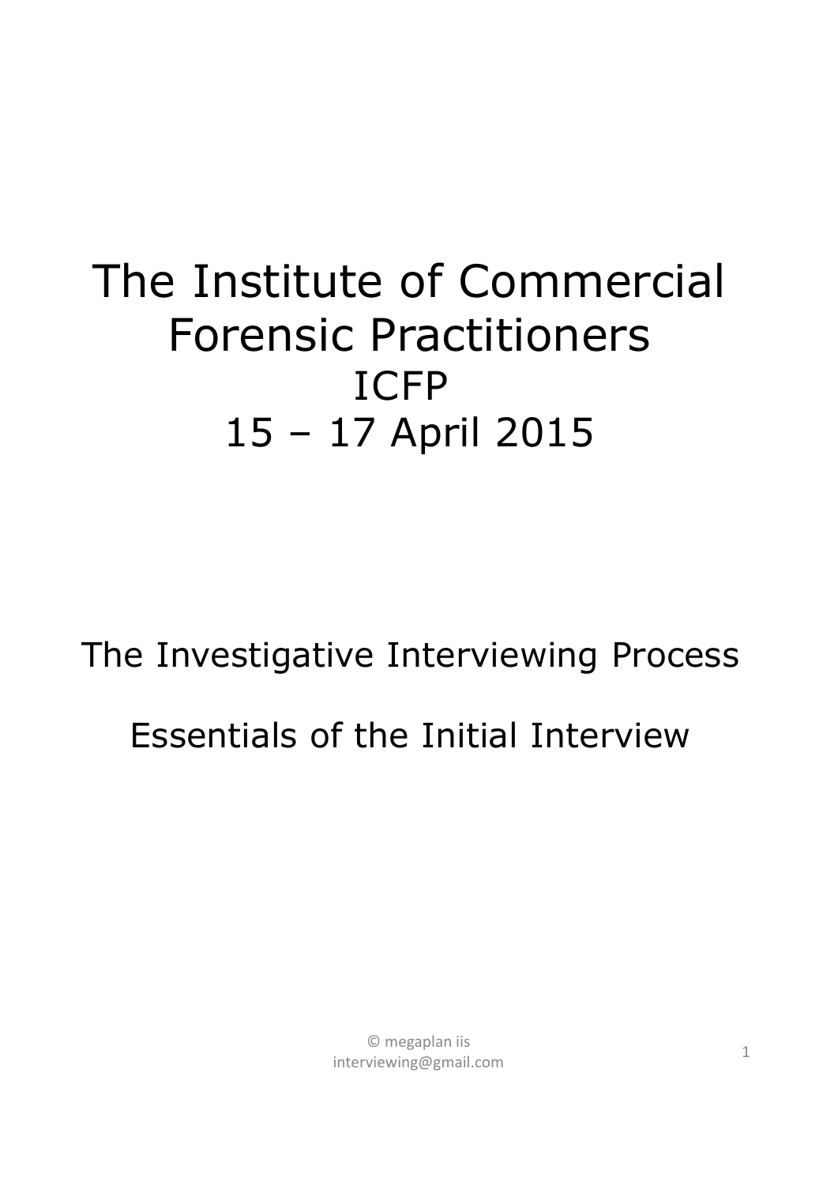# The Institute of Commercial Forensic Practitioners

## ICFP

## 15 – 17 April 2015

## The Investigative Interviewing Process

## Essentials of the Initial Interview

© megaplan iis
interviewing@gmail.com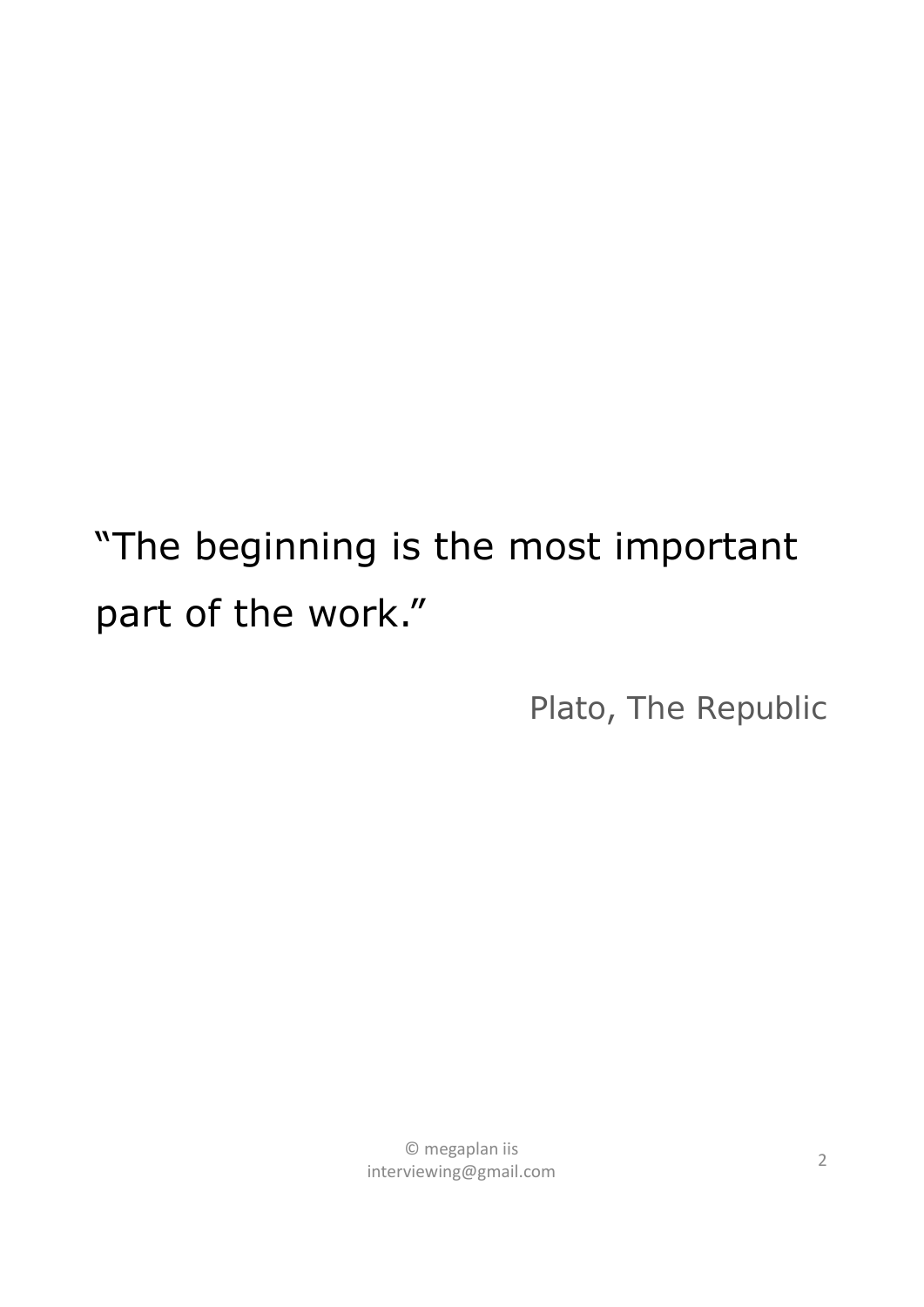"The beginning is the most important part of the work."

Plato, The Republic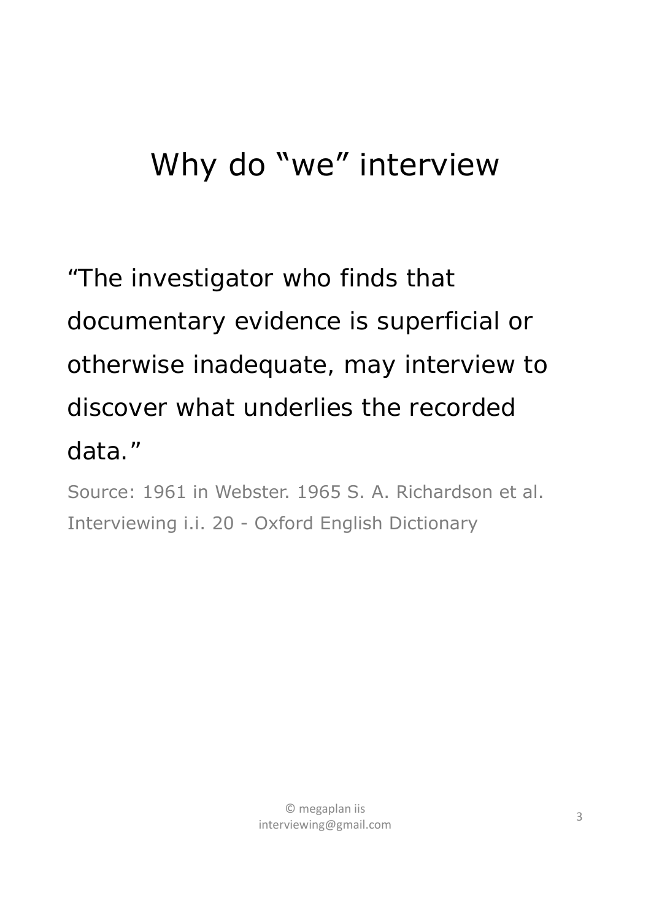# Why do "we" interview

"The investigator who finds that documentary evidence is superficial or otherwise inadequate, may interview to discover what underlies the recorded data."

Source: 1961 in Webster. 1965 S. A. Richardson et al. Interviewing i.i. 20 - Oxford English Dictionary

© megaplan iis
interviewing@gmail.com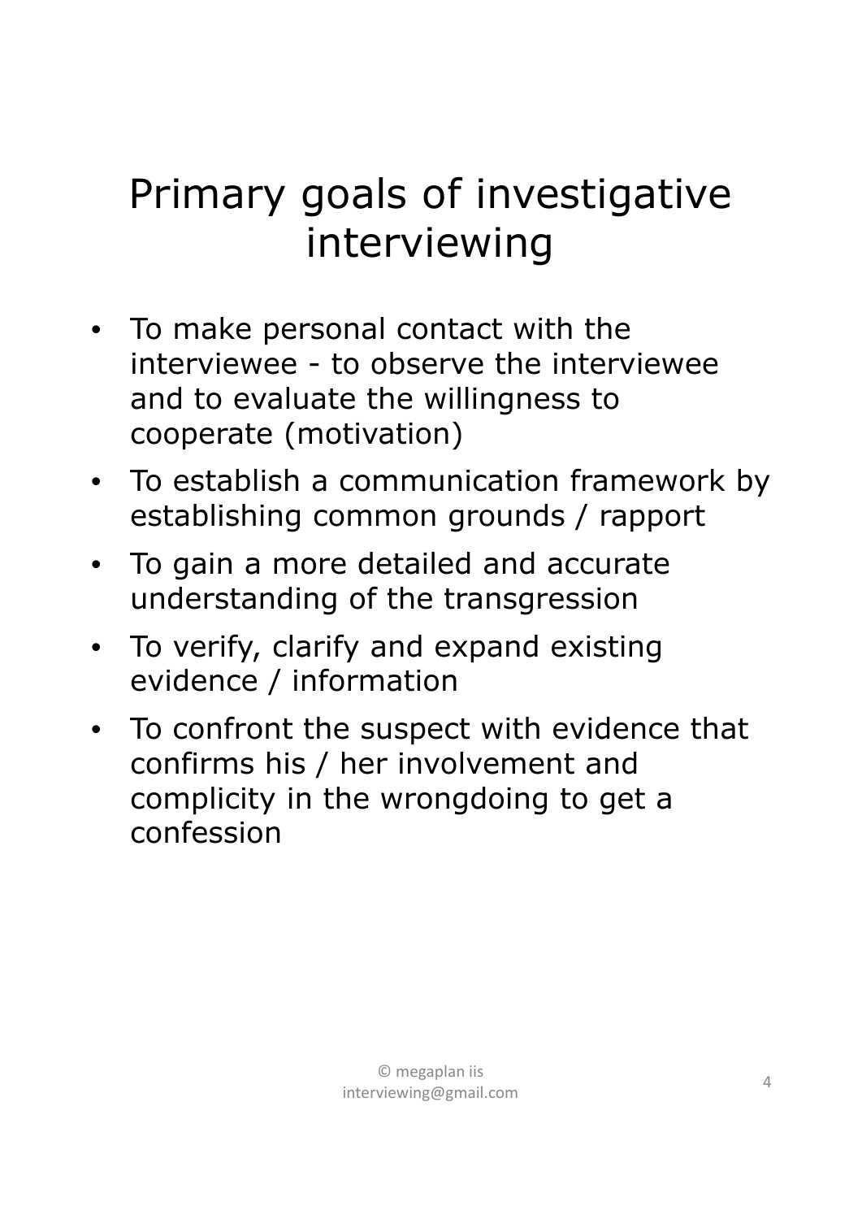# Primary goals of investigative interviewing

- To make personal contact with the interviewee - to observe the interviewee and to evaluate the willingness to cooperate (motivation)
- To establish a communication framework by establishing common grounds / rapport
- To gain a more detailed and accurate understanding of the transgression
- To verify, clarify and expand existing evidence / information
- To confront the suspect with evidence that confirms his / her involvement and complicity in the wrongdoing to get a confession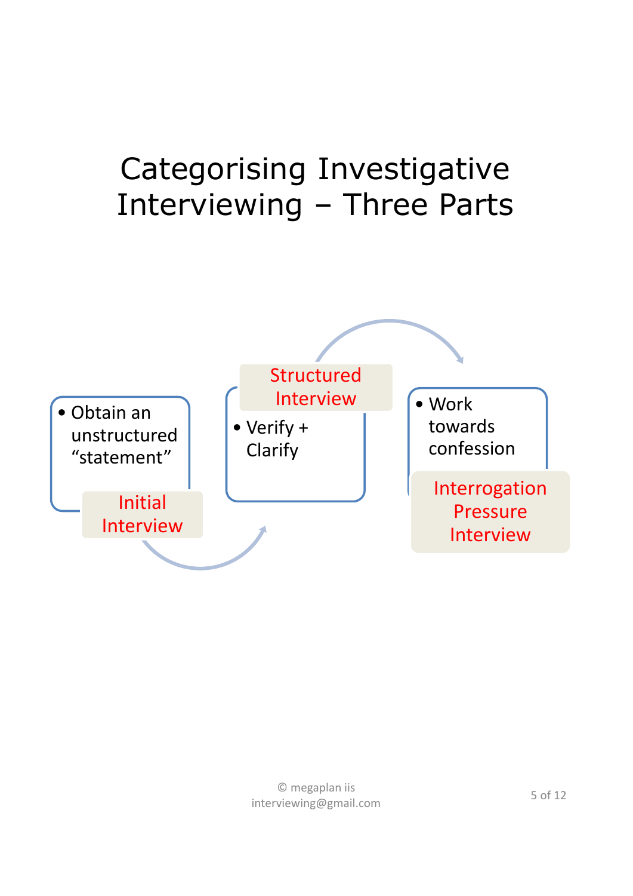# Categorising Investigative Interviewing – Three Parts

**Initial Interview**

- Obtain an unstructured "statement"

**Structured Interview**

- Verify + Clarify

**Interrogation Pressure Interview**

- Work towards confession

© megaplan iis
interviewing@gmail.com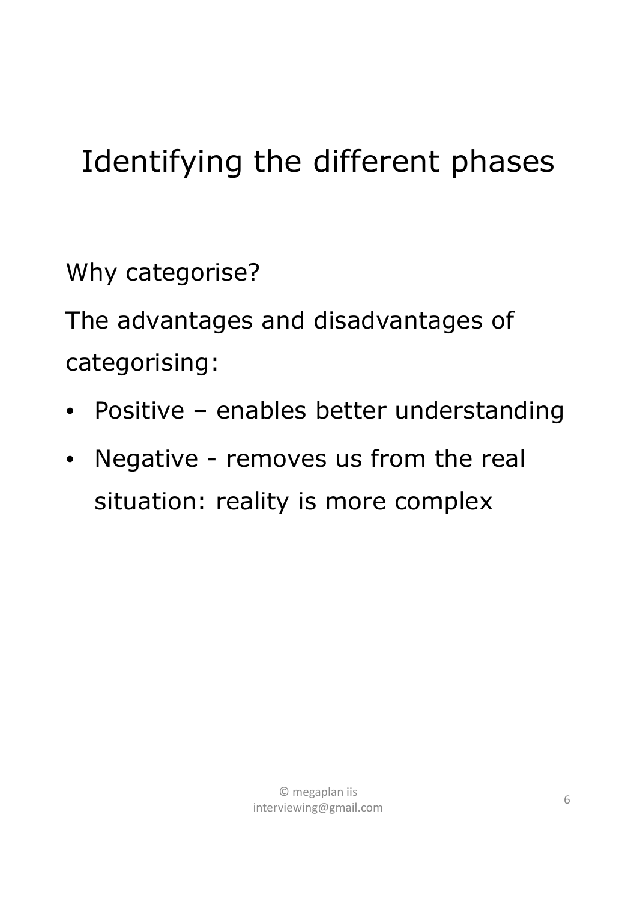# Identifying the different phases

Why categorise?

The advantages and disadvantages of categorising:

- Positive – enables better understanding
- Negative - removes us from the real situation: reality is more complex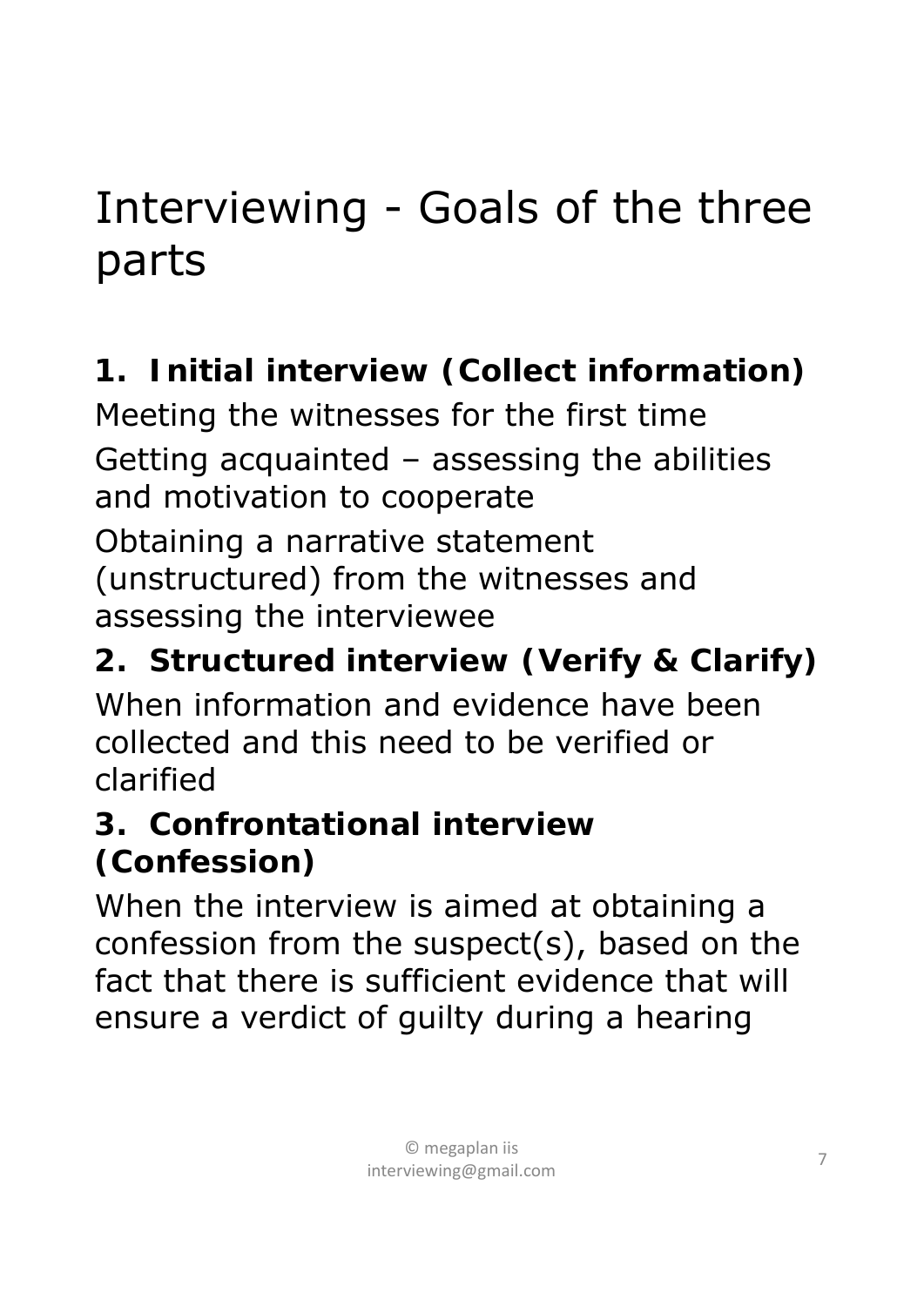# Interviewing - Goals of the three parts

**1. Initial interview (Collect information)**

Meeting the witnesses for the first time

Getting acquainted – assessing the abilities and motivation to cooperate

Obtaining a narrative statement (unstructured) from the witnesses and assessing the interviewee

**2. Structured interview (Verify & Clarify)**

When information and evidence have been collected and this need to be verified or clarified

**3. Confrontational interview (Confession)**

When the interview is aimed at obtaining a confession from the suspect(s), based on the fact that there is sufficient evidence that will ensure a verdict of guilty during a hearing

© megaplan iis
interviewing@gmail.com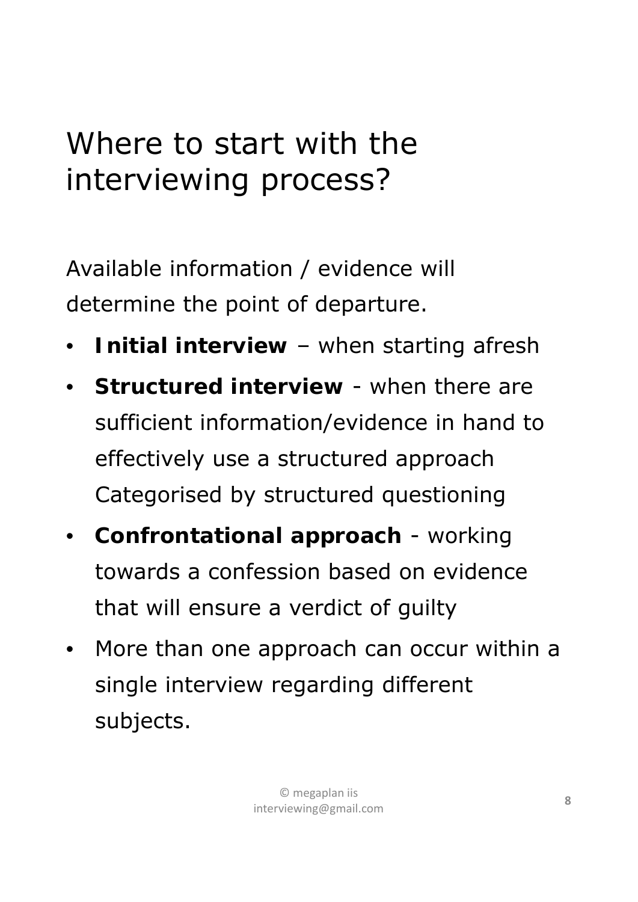# Where to start with the interviewing process?

Available information / evidence will determine the point of departure.

- **Initial interview** – when starting afresh
- **Structured interview** - when there are sufficient information/evidence in hand to effectively use a structured approach Categorised by structured questioning
- **Confrontational approach** - working towards a confession based on evidence that will ensure a verdict of guilty
- More than one approach can occur within a single interview regarding different subjects.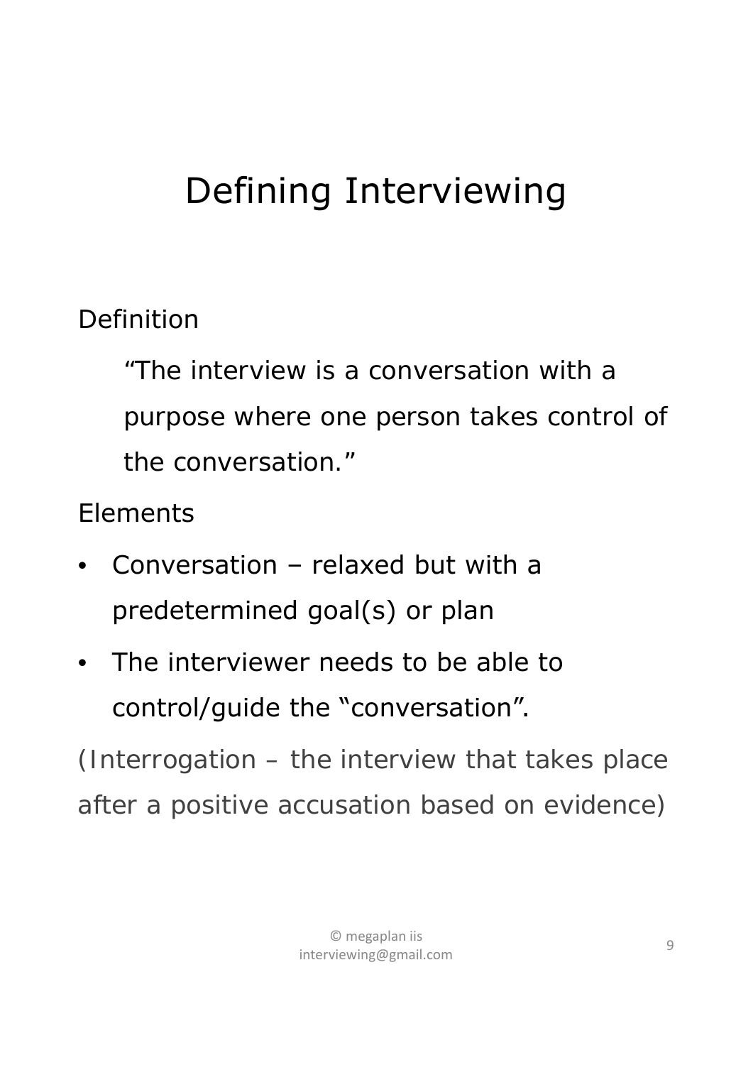# Defining Interviewing

Definition

> "The interview is a conversation with a purpose where one person takes control of the conversation."

Elements

- Conversation – relaxed but with a predetermined goal(s) or plan
- The interviewer needs to be able to control/guide the "conversation".

(Interrogation – the interview that takes place after a positive accusation based on evidence)

© megaplan iis
interviewing@gmail.com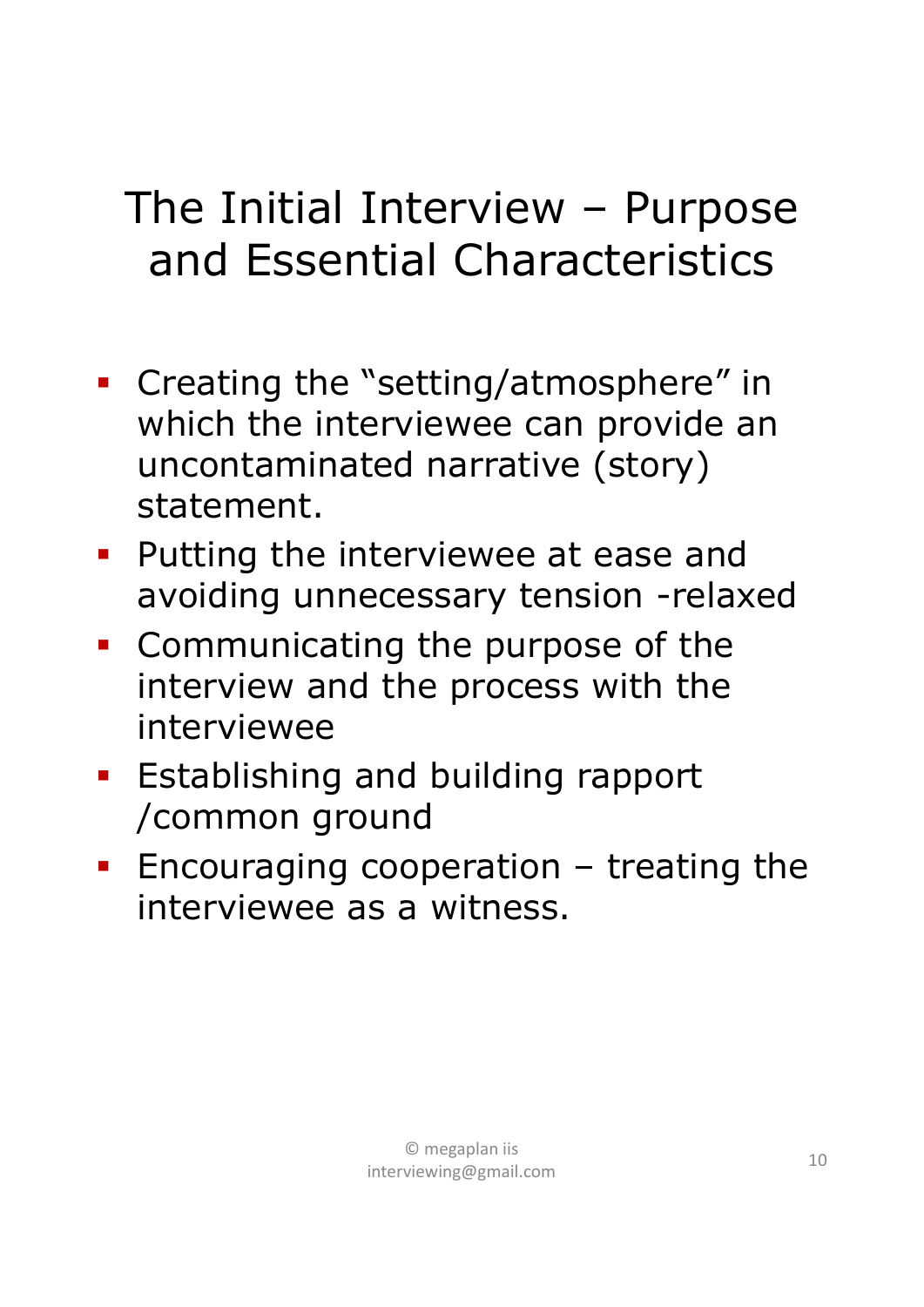# The Initial Interview – Purpose and Essential Characteristics

- Creating the "setting/atmosphere" in which the interviewee can provide an uncontaminated narrative (story) statement.
- Putting the interviewee at ease and avoiding unnecessary tension -relaxed
- Communicating the purpose of the interview and the process with the interviewee
- Establishing and building rapport /common ground
- Encouraging cooperation – treating the interviewee as a witness.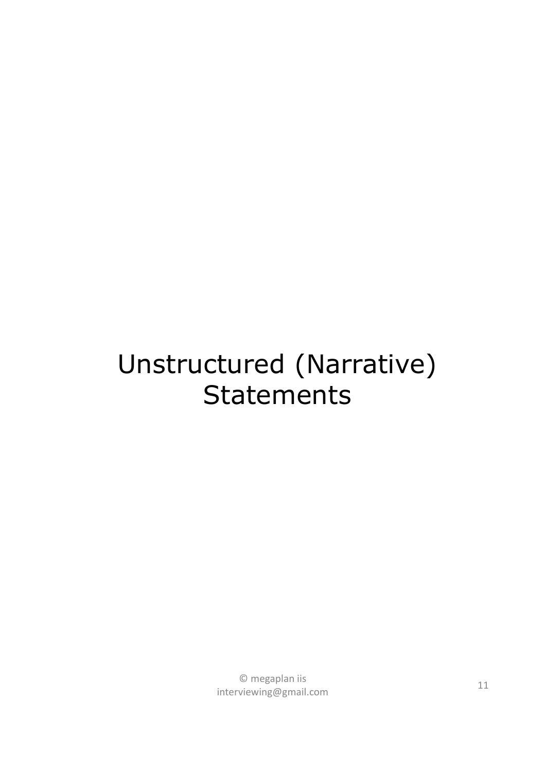# Unstructured (Narrative) Statements

© megaplan iis
interviewing@gmail.com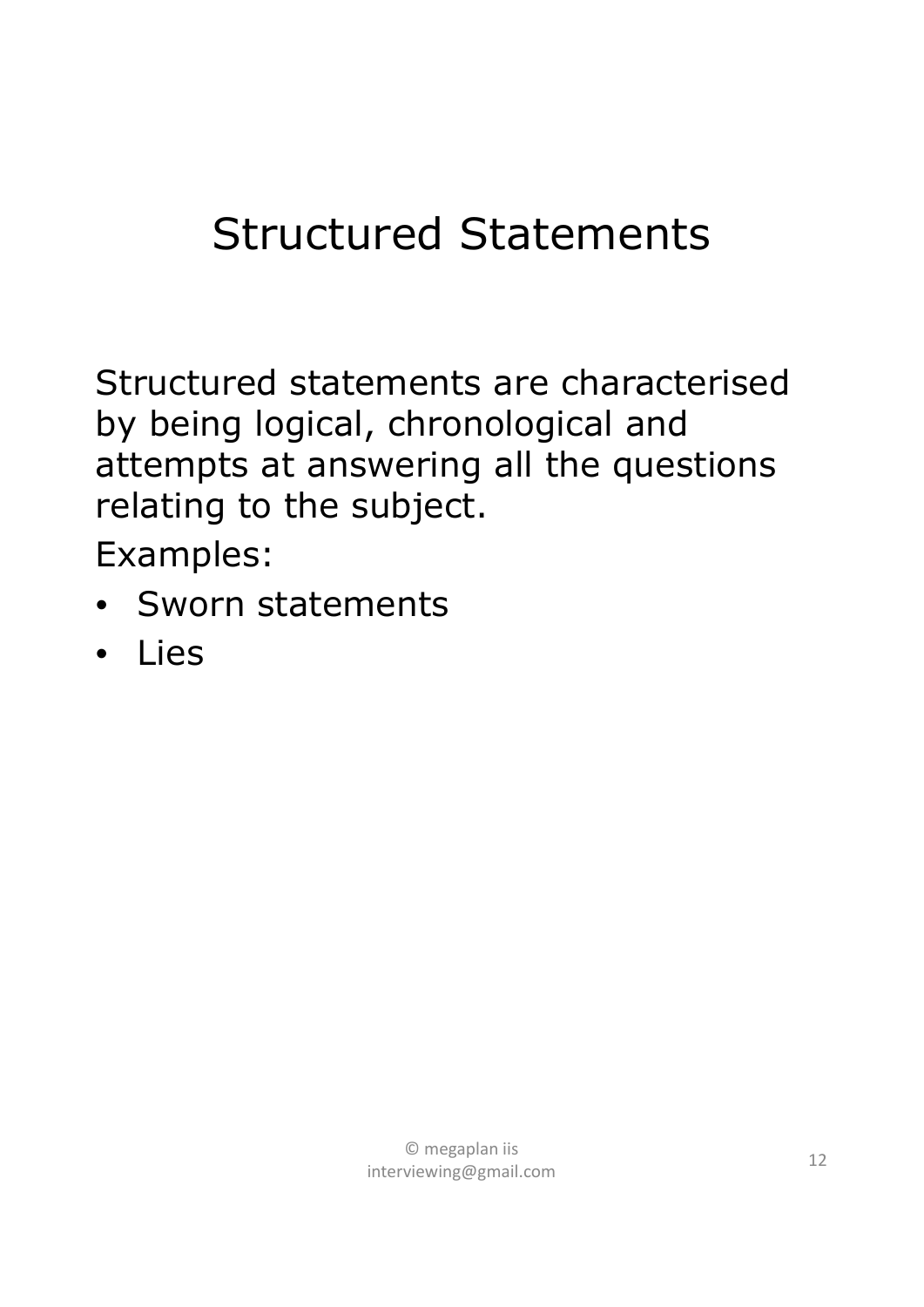# Structured Statements

Structured statements are characterised by being logical, chronological and attempts at answering all the questions relating to the subject.

Examples:

- Sworn statements
- Lies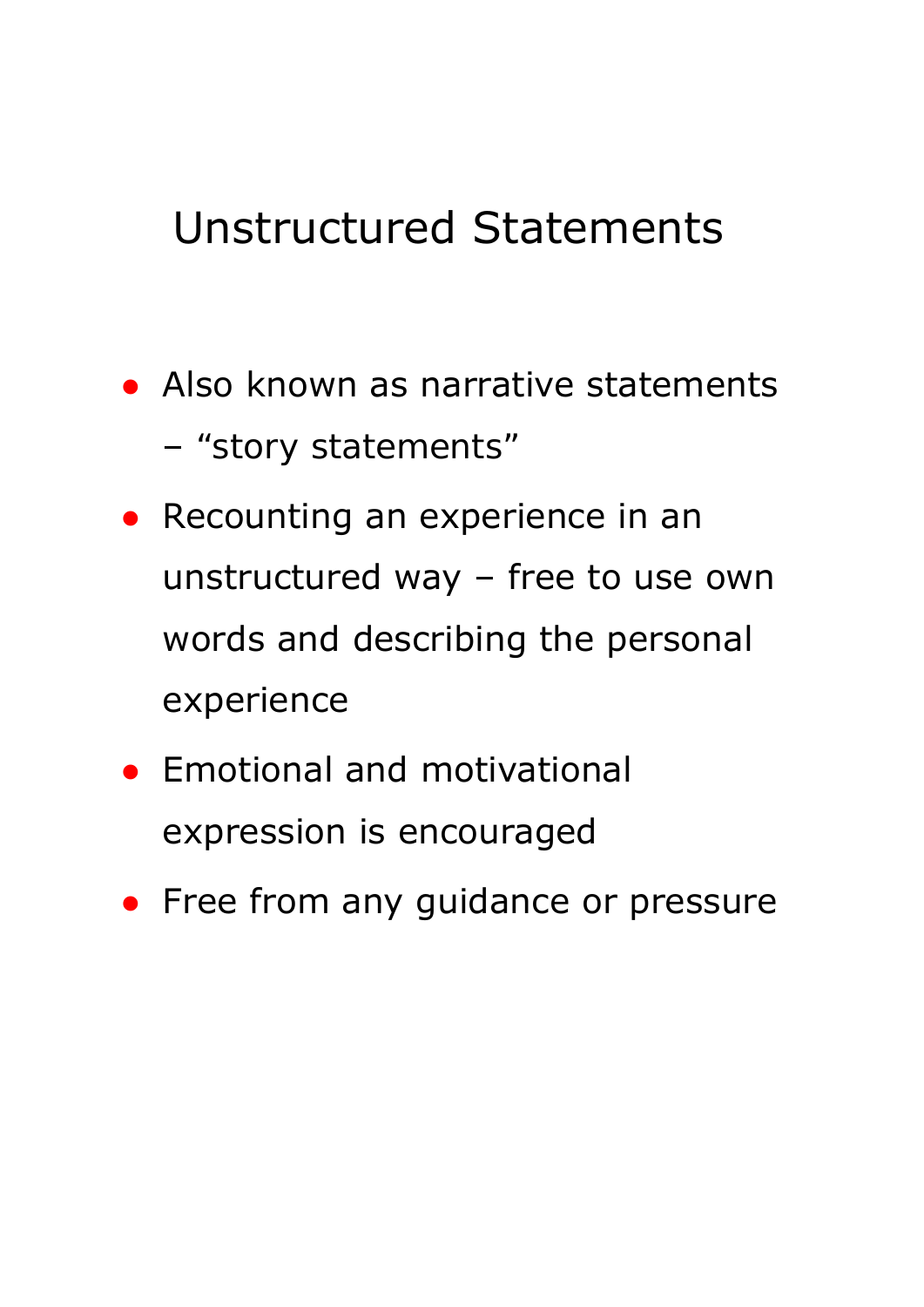# Unstructured Statements

- Also known as narrative statements – “story statements”
- Recounting an experience in an unstructured way – free to use own words and describing the personal experience
- Emotional and motivational expression is encouraged
- Free from any guidance or pressure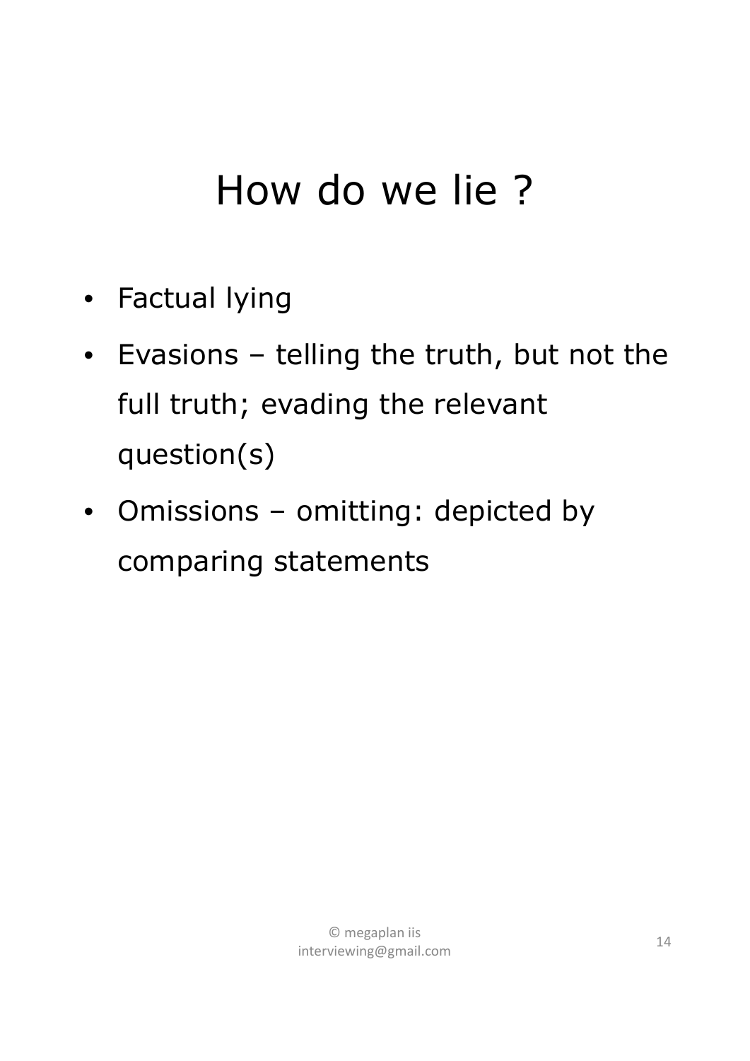# How do we lie ?

- Factual lying
- Evasions – telling the truth, but not the full truth; evading the relevant question(s)
- Omissions – omitting: depicted by comparing statements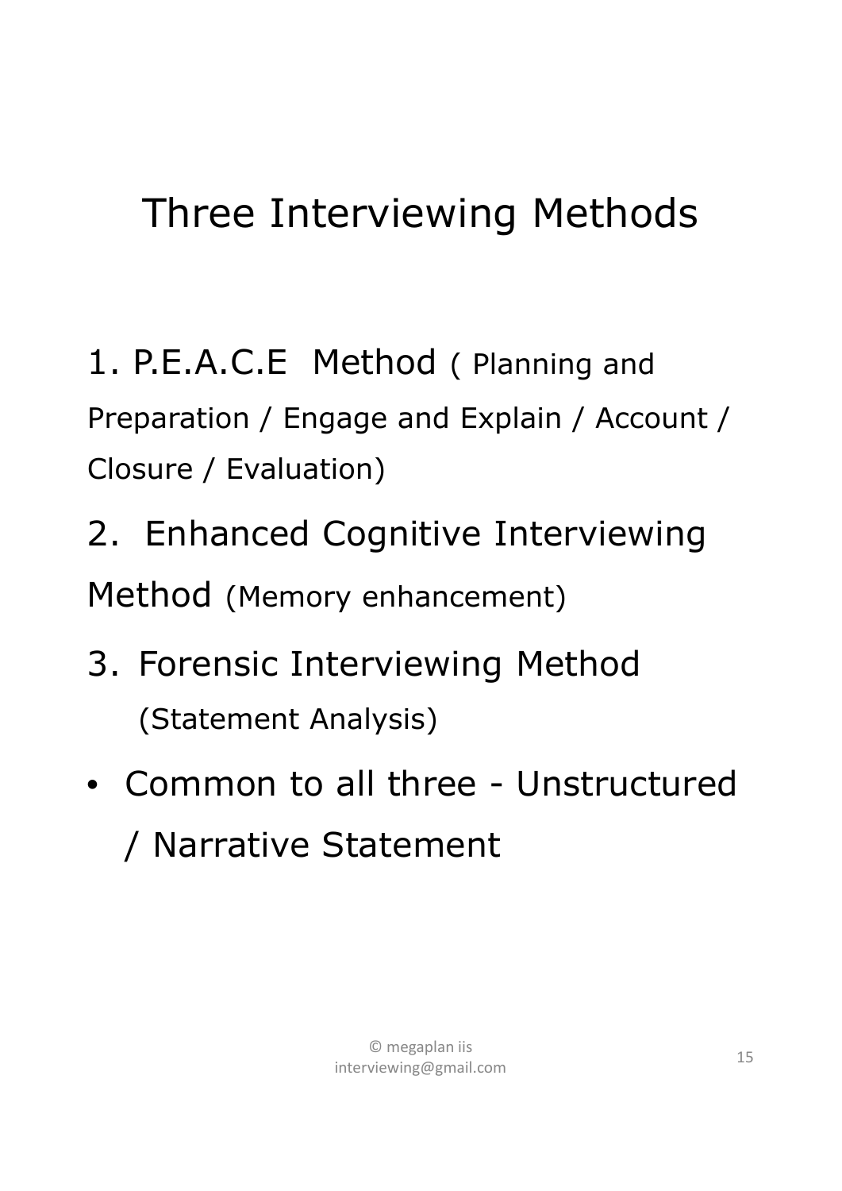# Three Interviewing Methods

1. P.E.A.C.E Method ( Planning and Preparation / Engage and Explain / Account / Closure / Evaluation)
2. Enhanced Cognitive Interviewing Method (Memory enhancement)
3. Forensic Interviewing Method (Statement Analysis)

- Common to all three - Unstructured / Narrative Statement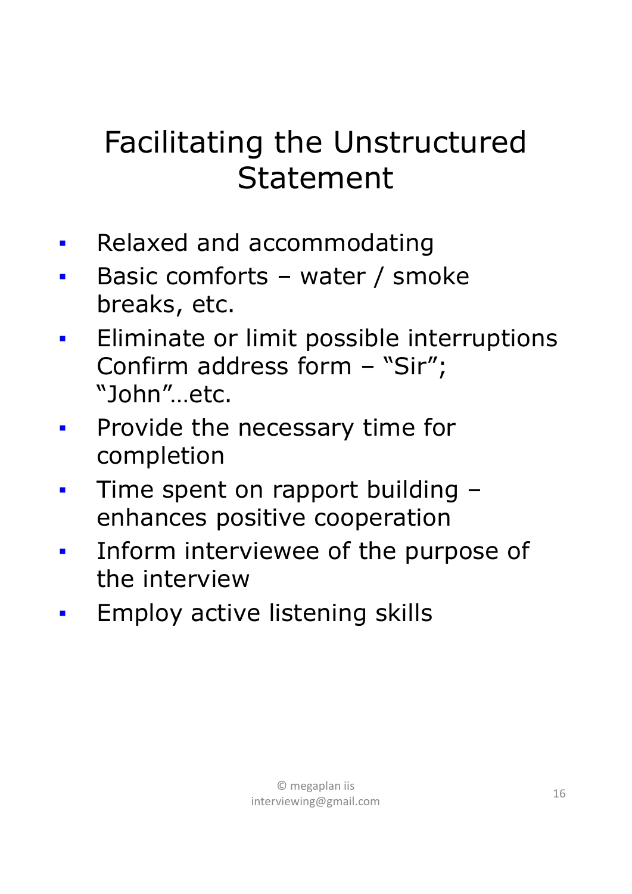# Facilitating the Unstructured Statement

- Relaxed and accommodating
- Basic comforts – water / smoke breaks, etc.
- Eliminate or limit possible interruptions Confirm address form – "Sir"; "John"…etc.
- Provide the necessary time for completion
- Time spent on rapport building – enhances positive cooperation
- Inform interviewee of the purpose of the interview
- Employ active listening skills

© megaplan iis
interviewing@gmail.com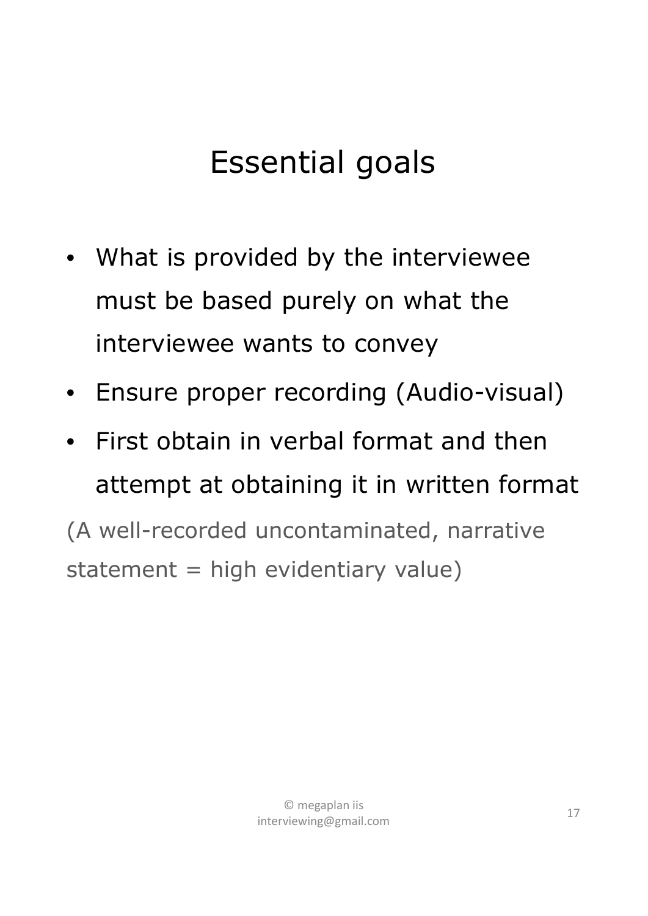# Essential goals

- What is provided by the interviewee must be based purely on what the interviewee wants to convey
- Ensure proper recording (Audio-visual)
- First obtain in verbal format and then attempt at obtaining it in written format

(A well-recorded uncontaminated, narrative statement = high evidentiary value)

© megaplan iis
interviewing@gmail.com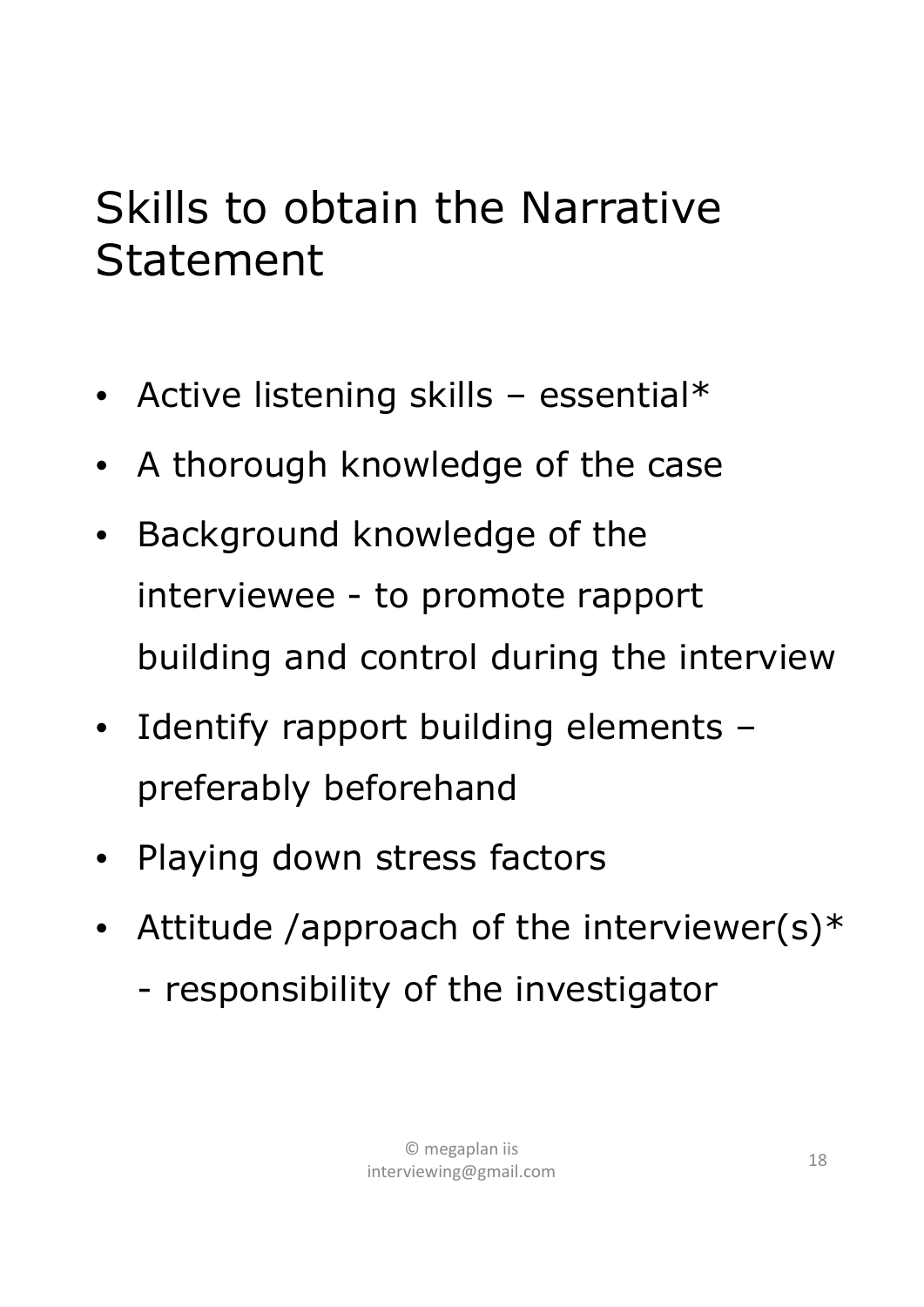# Skills to obtain the Narrative Statement

- Active listening skills – essential*
- A thorough knowledge of the case
- Background knowledge of the interviewee - to promote rapport building and control during the interview
- Identify rapport building elements – preferably beforehand
- Playing down stress factors
- Attitude /approach of the interviewer(s)*
  - responsibility of the investigator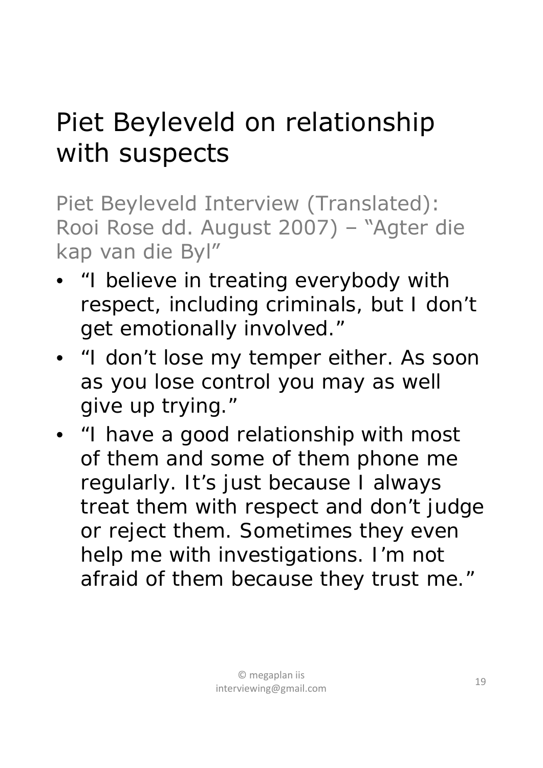# Piet Beyleveld on relationship with suspects

Piet Beyleveld Interview (Translated): Rooi Rose dd. August 2007) – "Agter die kap van die Byl"

- "I believe in treating everybody with respect, including criminals, but I don't get emotionally involved."
- "I don't lose my temper either. As soon as you lose control you may as well give up trying."
- "I have a good relationship with most of them and some of them phone me regularly. It's just because I always treat them with respect and don't judge or reject them. Sometimes they even help me with investigations. I'm not afraid of them because they trust me."

© megaplan iis
interviewing@gmail.com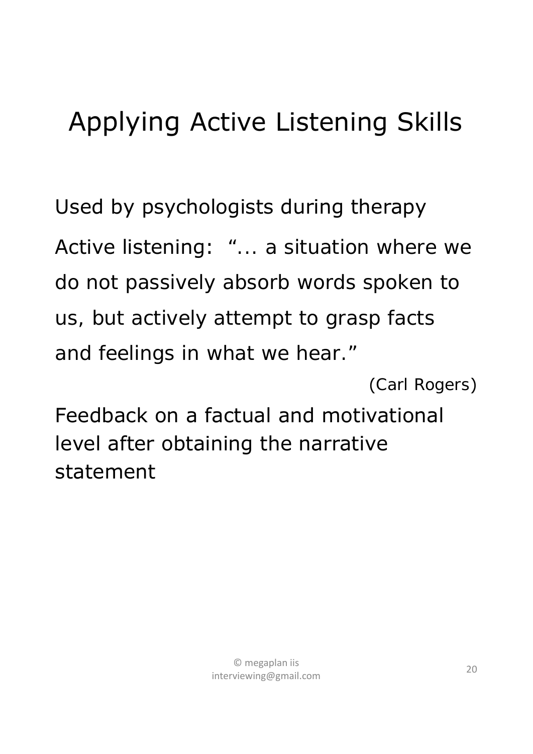# Applying Active Listening Skills

Used by psychologists during therapy

Active listening: "... a situation where we do not passively absorb words spoken to us, but actively attempt to grasp facts and feelings in what we hear."

(Carl Rogers)

Feedback on a factual and motivational level after obtaining the narrative statement

© megaplan iis
interviewing@gmail.com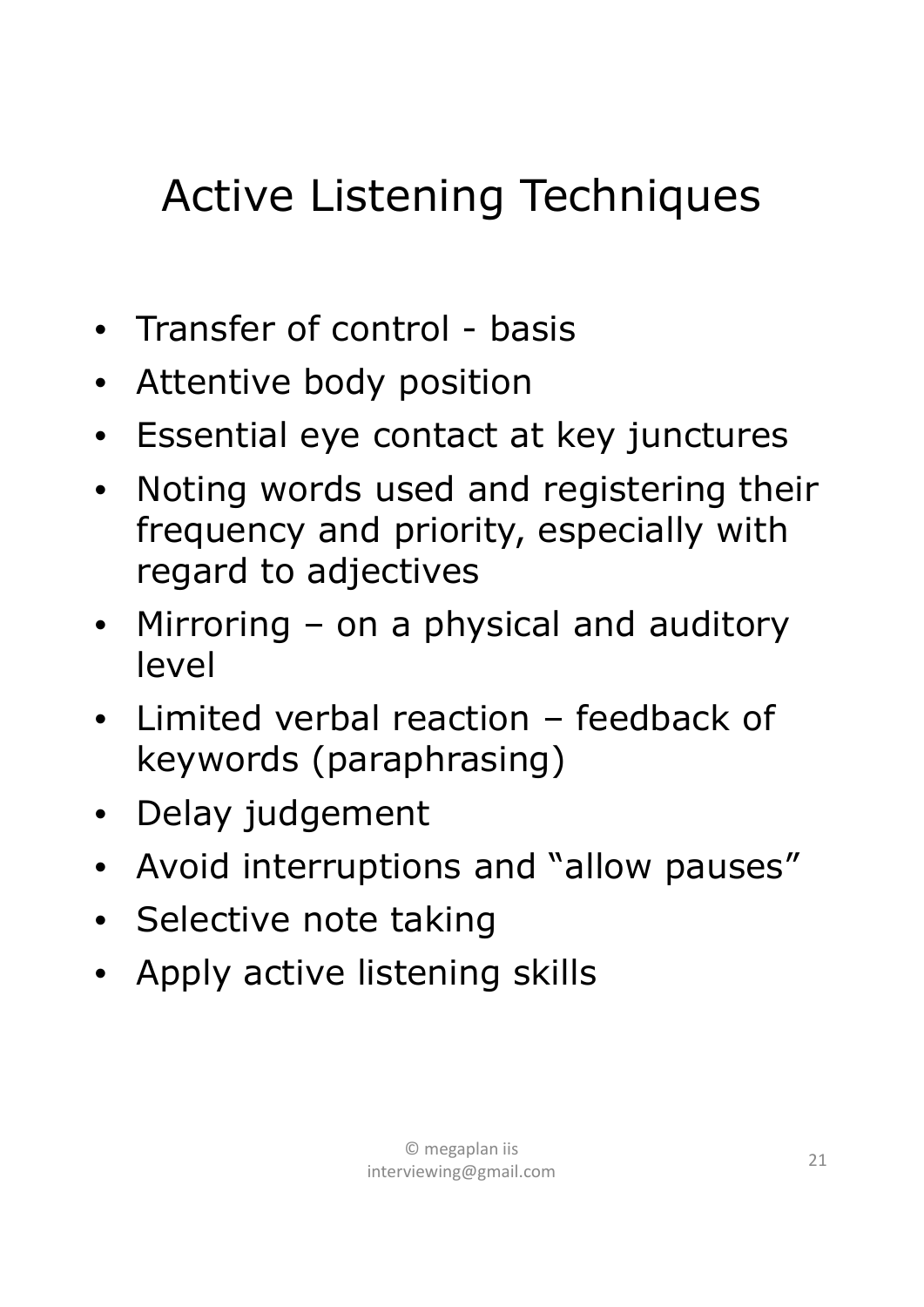# Active Listening Techniques

- Transfer of control - basis
- Attentive body position
- Essential eye contact at key junctures
- Noting words used and registering their frequency and priority, especially with regard to adjectives
- Mirroring – on a physical and auditory level
- Limited verbal reaction – feedback of keywords (paraphrasing)
- Delay judgement
- Avoid interruptions and "allow pauses"
- Selective note taking
- Apply active listening skills

© megaplan iis
interviewing@gmail.com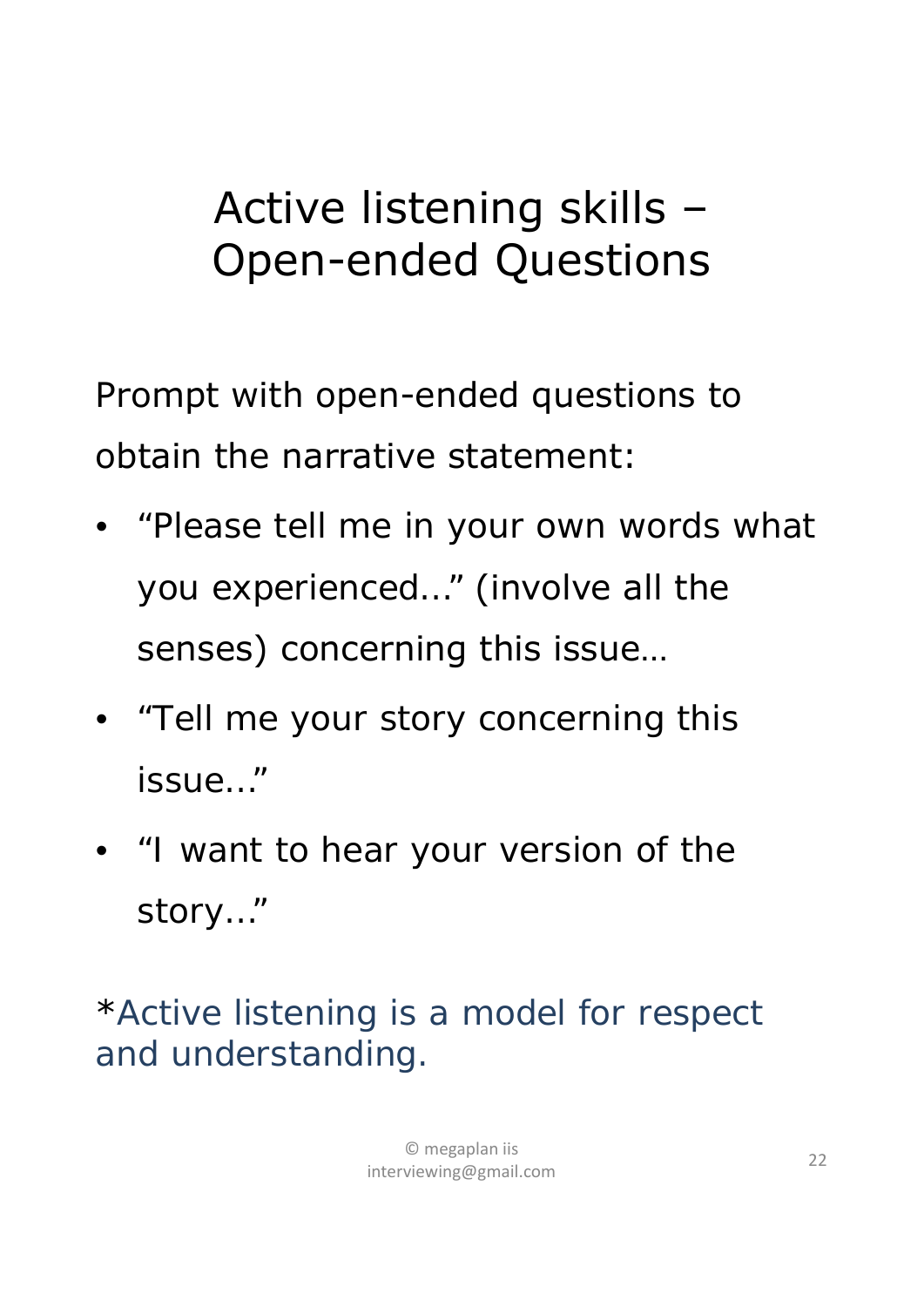# Active listening skills – Open-ended Questions

Prompt with open-ended questions to obtain the narrative statement:

- "Please tell me in your own words what you experienced..." (involve all the senses) concerning this issue…
- "Tell me your story concerning this issue..."
- "I want to hear your version of the story..."

*Active listening is a model for respect and understanding.

© megaplan iis
interviewing@gmail.com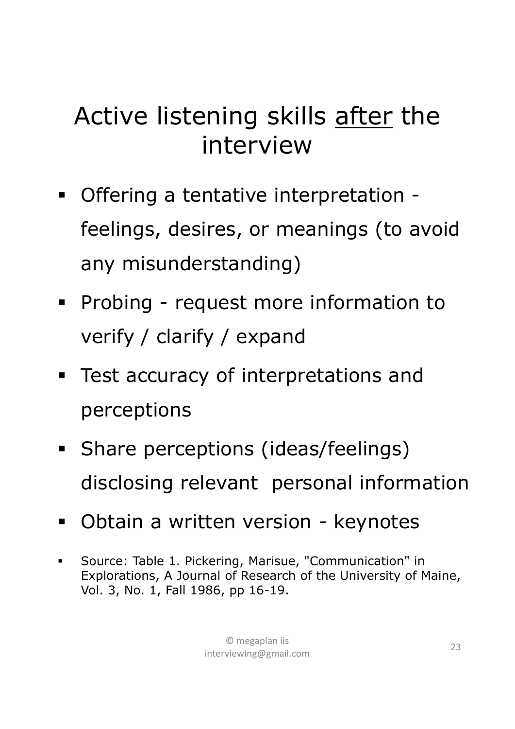# Active listening skills <u>after</u> the interview

- Offering a tentative interpretation - feelings, desires, or meanings (to avoid any misunderstanding)
- Probing - request more information to verify / clarify / expand
- Test accuracy of interpretations and perceptions
- Share perceptions (ideas/feelings) disclosing relevant personal information
- Obtain a written version - keynotes

- Source: Table 1. Pickering, Marisue, "Communication" in Explorations, A Journal of Research of the University of Maine, Vol. 3, No. 1, Fall 1986, pp 16-19.

© megaplan iis
interviewing@gmail.com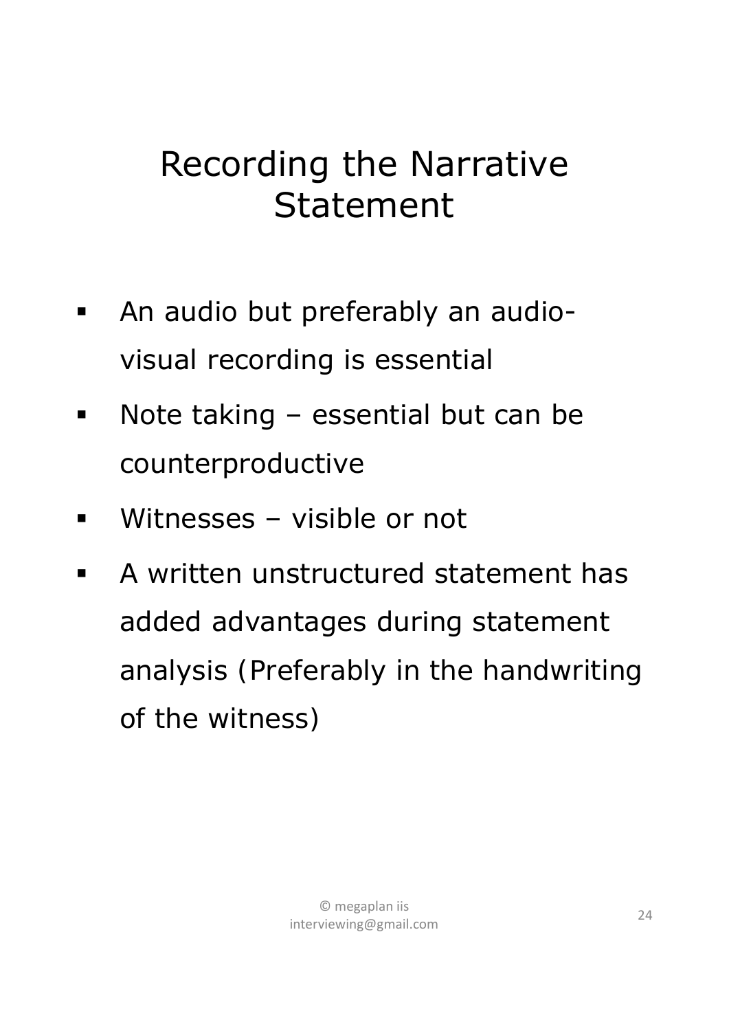# Recording the Narrative Statement

- An audio but preferably an audio-visual recording is essential
- Note taking – essential but can be counterproductive
- Witnesses – visible or not
- A written unstructured statement has added advantages during statement analysis (Preferably in the handwriting of the witness)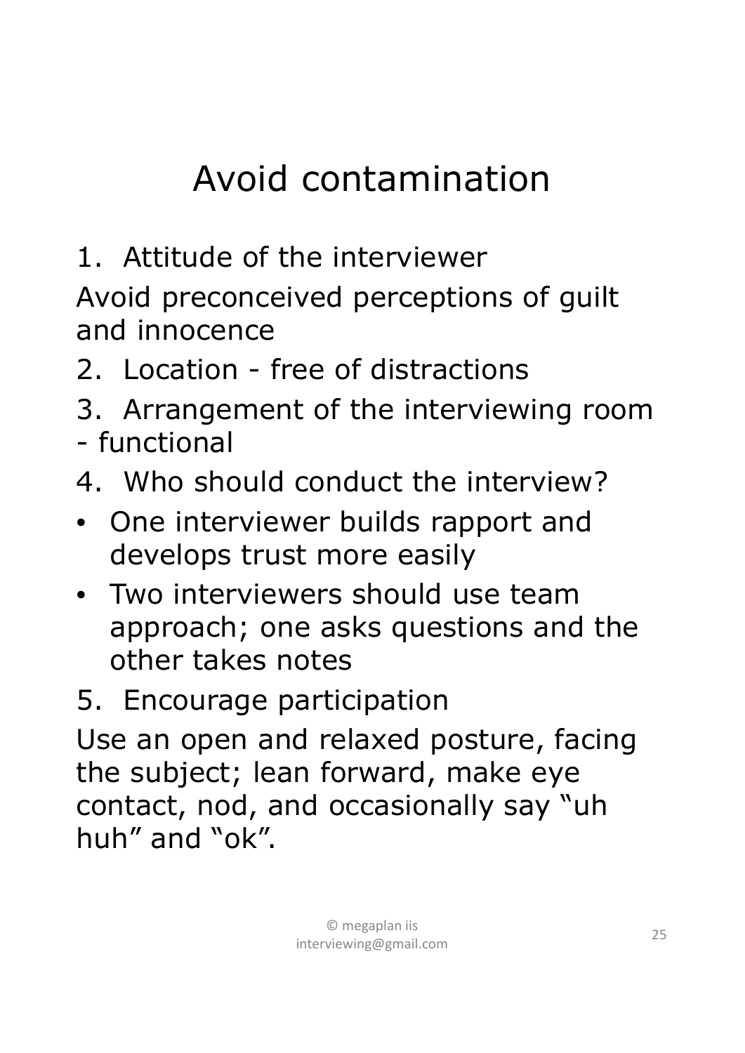# Avoid contamination

1. Attitude of the interviewer

Avoid preconceived perceptions of guilt and innocence

2. Location - free of distractions
3. Arrangement of the interviewing room - functional
4. Who should conduct the interview?

- One interviewer builds rapport and develops trust more easily
- Two interviewers should use team approach; one asks questions and the other takes notes

5. Encourage participation

Use an open and relaxed posture, facing the subject; lean forward, make eye contact, nod, and occasionally say "uh huh" and "ok".

© megaplan iis
interviewing@gmail.com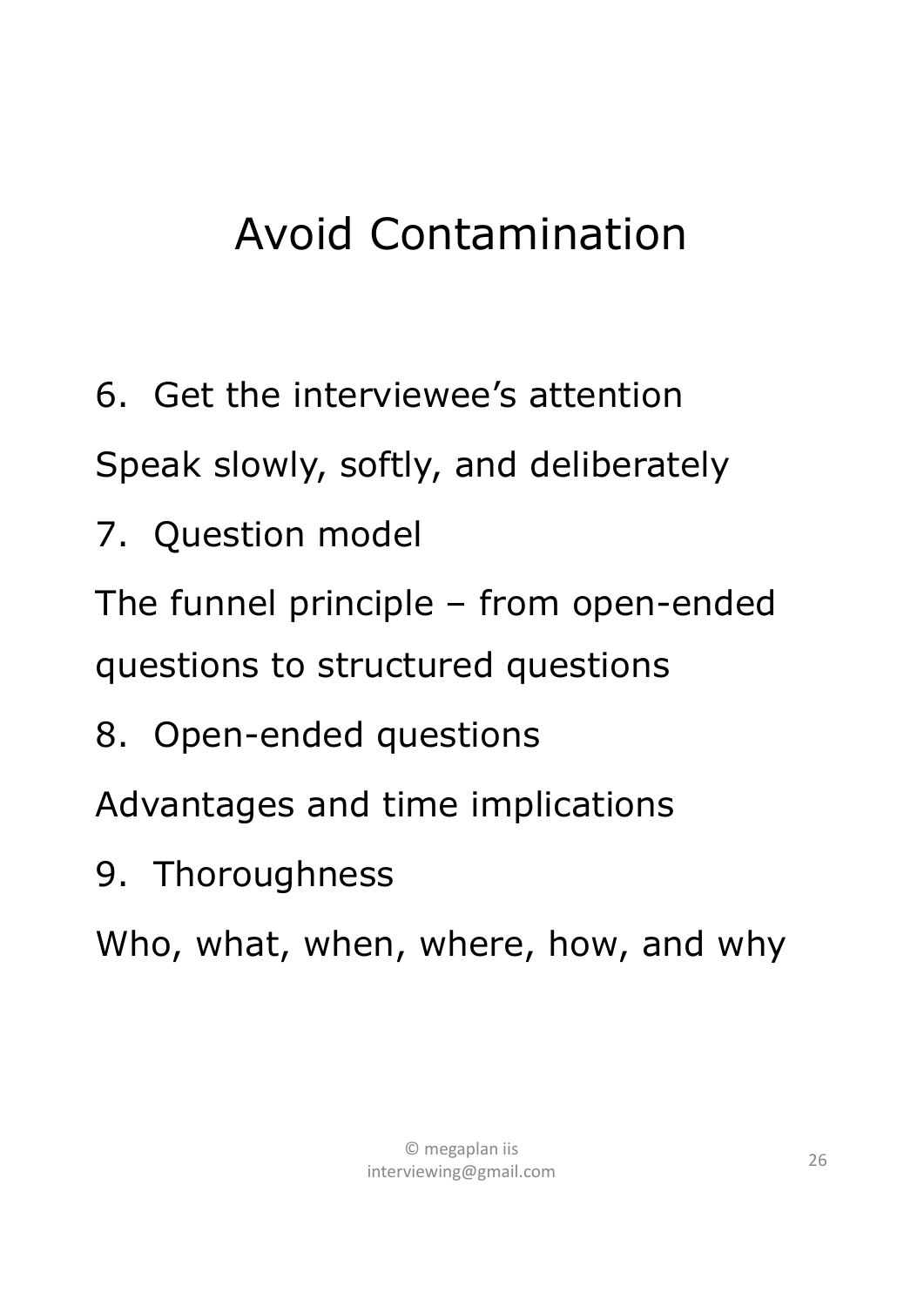# Avoid Contamination

6. Get the interviewee's attention

Speak slowly, softly, and deliberately

7. Question model

The funnel principle – from open-ended questions to structured questions

8. Open-ended questions

Advantages and time implications

9. Thoroughness

Who, what, when, where, how, and why

© megaplan iis
interviewing@gmail.com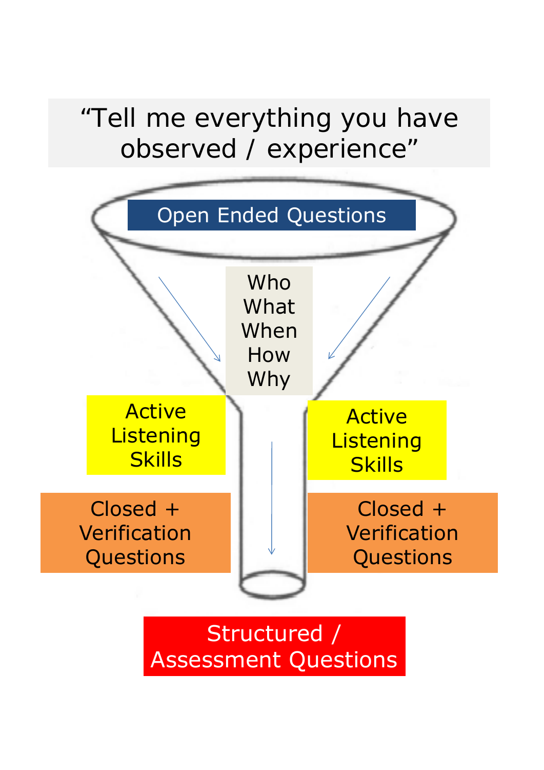"Tell me everything you have observed / experience"

Open Ended Questions

Who
What
When
How
Why

Active Listening Skills

Active Listening Skills

Closed + Verification Questions

Closed + Verification Questions

Structured / Assessment Questions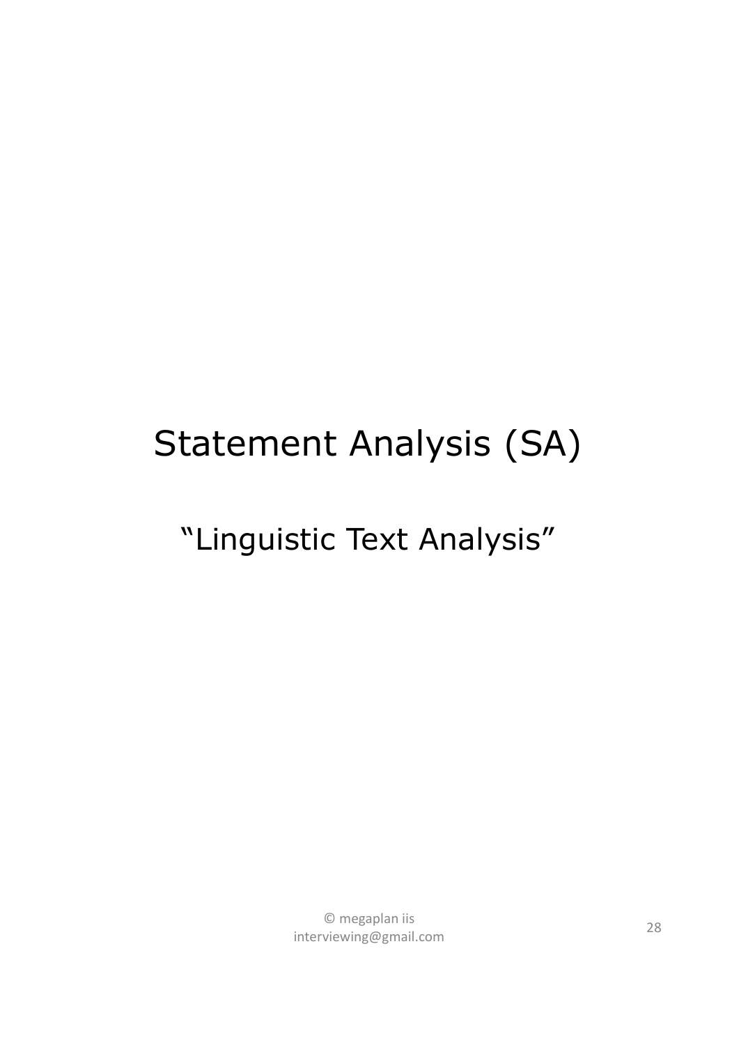# Statement Analysis (SA)

## “Linguistic Text Analysis”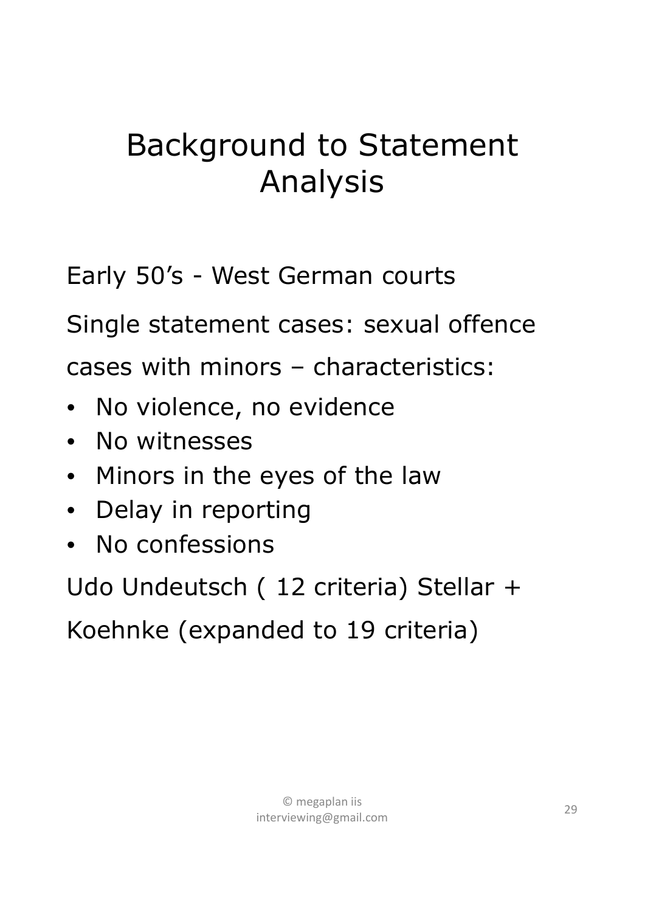# Background to Statement Analysis

Early 50's - West German courts

Single statement cases: sexual offence cases with minors – characteristics:

- No violence, no evidence
- No witnesses
- Minors in the eyes of the law
- Delay in reporting
- No confessions

Udo Undeutsch ( 12 criteria) Stellar + Koehnke (expanded to 19 criteria)

© megaplan iis
interviewing@gmail.com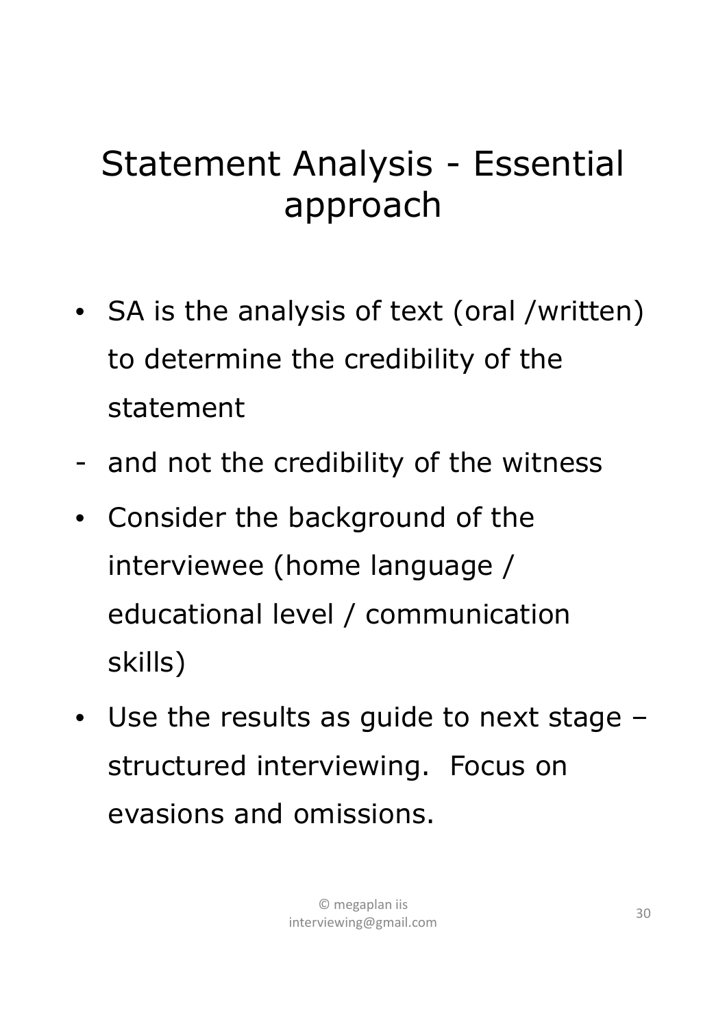# Statement Analysis - Essential approach

- SA is the analysis of text (oral /written) to determine the credibility of the statement

- and not the credibility of the witness

- Consider the background of the interviewee (home language / educational level / communication skills)
- Use the results as guide to next stage – structured interviewing. Focus on evasions and omissions.

© megaplan iis
interviewing@gmail.com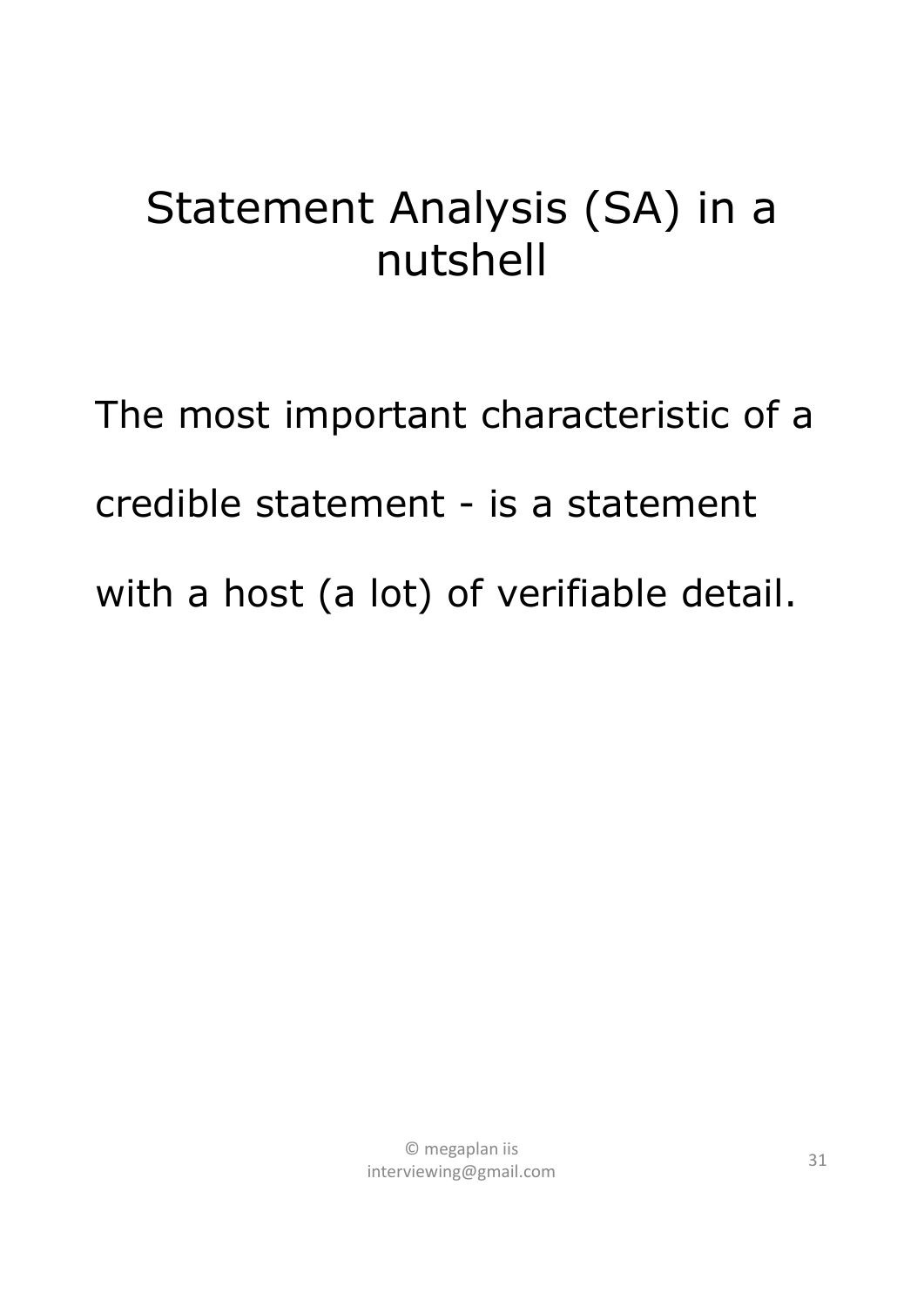# Statement Analysis (SA) in a nutshell

The most important characteristic of a credible statement - is a statement with a host (a lot) of verifiable detail.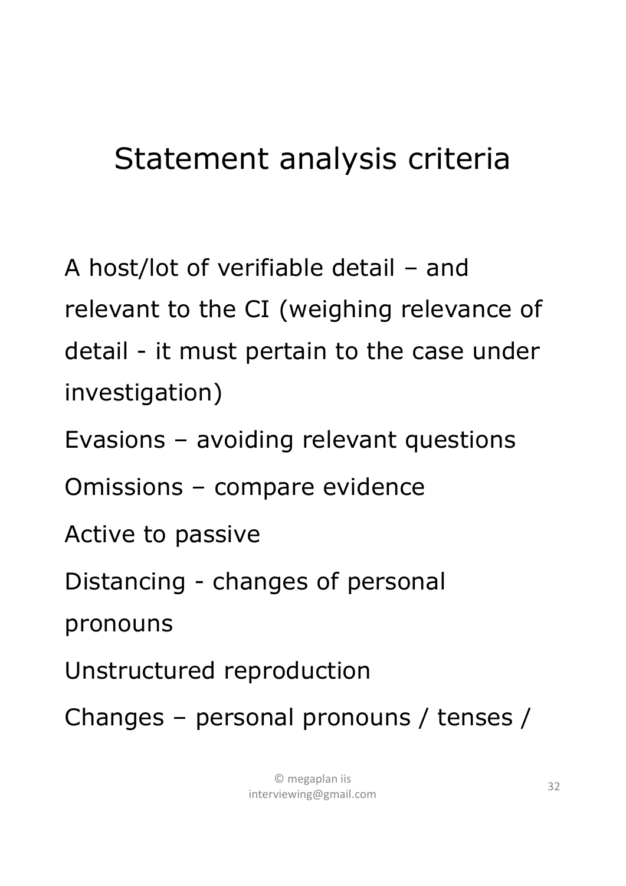# Statement analysis criteria

A host/lot of verifiable detail – and relevant to the CI (weighing relevance of detail - it must pertain to the case under investigation)

Evasions – avoiding relevant questions

Omissions – compare evidence

Active to passive

Distancing - changes of personal pronouns

Unstructured reproduction

Changes – personal pronouns / tenses /

© megaplan iis
interviewing@gmail.com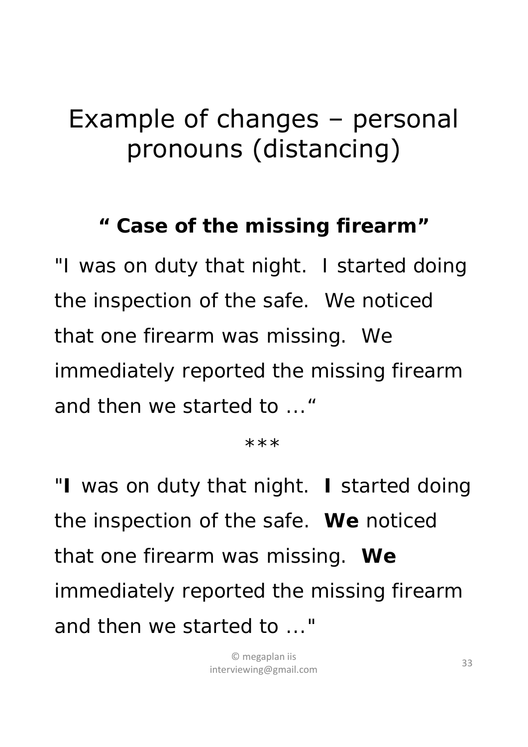# Example of changes – personal pronouns (distancing)

**" Case of the missing firearm"**

"I was on duty that night. I started doing the inspection of the safe. We noticed that one firearm was missing. We immediately reported the missing firearm and then we started to …"

***

"**I** was on duty that night. **I** started doing the inspection of the safe. **We** noticed that one firearm was missing. **We** immediately reported the missing firearm and then we started to …"

© megaplan iis
interviewing@gmail.com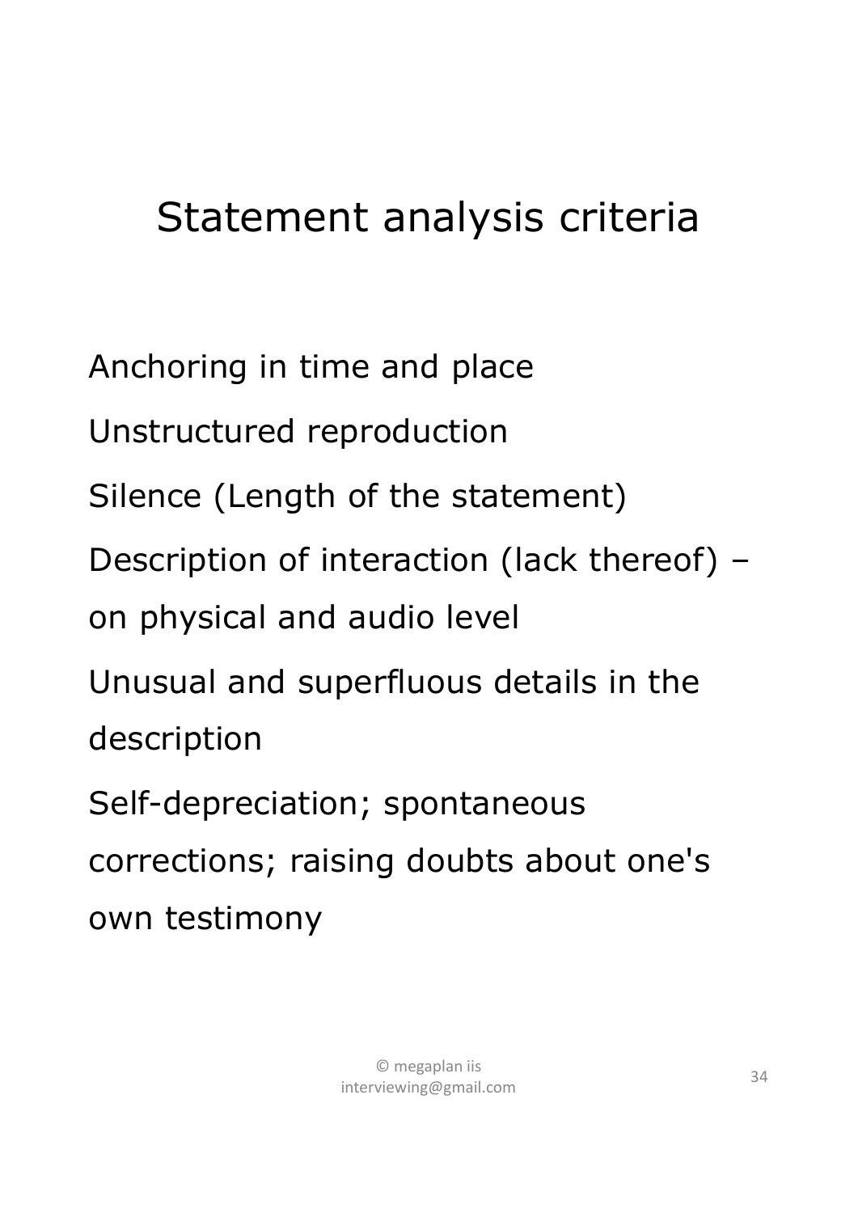# Statement analysis criteria

Anchoring in time and place

Unstructured reproduction

Silence (Length of the statement)

Description of interaction (lack thereof) – on physical and audio level

Unusual and superfluous details in the description

Self-depreciation; spontaneous corrections; raising doubts about one's own testimony

© megaplan iis
interviewing@gmail.com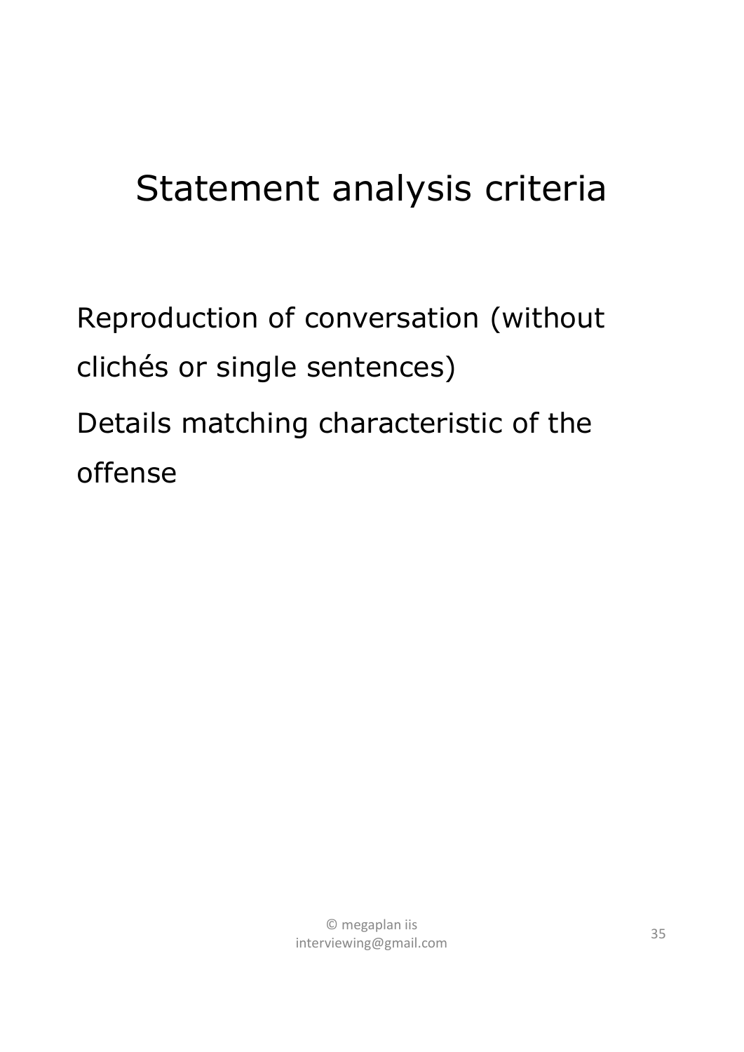# Statement analysis criteria

Reproduction of conversation (without clichés or single sentences)

Details matching characteristic of the offense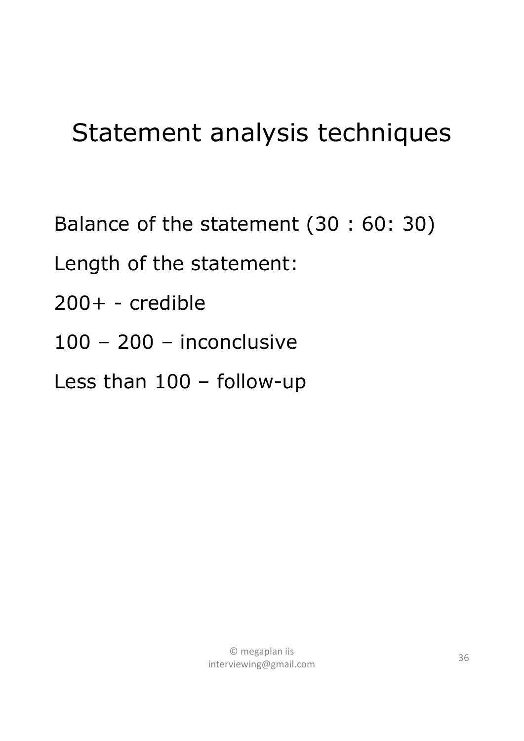# Statement analysis techniques

Balance of the statement (30 : 60: 30)

Length of the statement:

200+ - credible

100 – 200 – inconclusive

Less than 100 – follow-up

© megaplan iis
interviewing@gmail.com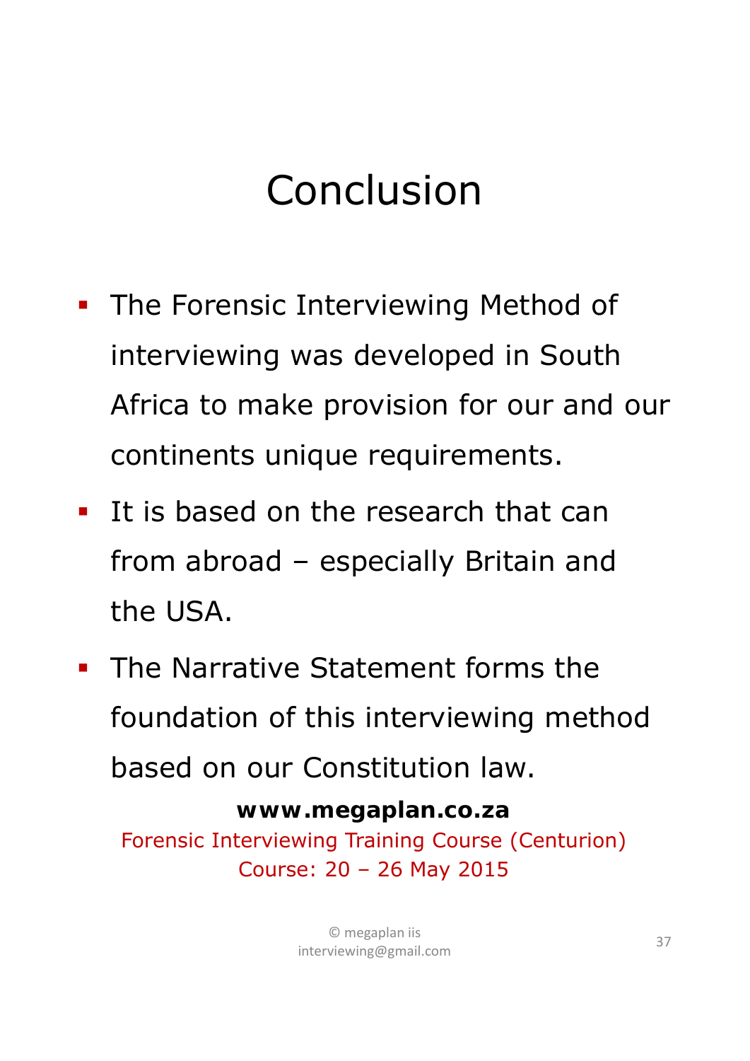# Conclusion

- The Forensic Interviewing Method of interviewing was developed in South Africa to make provision for our and our continents unique requirements.
- It is based on the research that can from abroad – especially Britain and the USA.
- The Narrative Statement forms the foundation of this interviewing method based on our Constitution law.

**www.megaplan.co.za**

Forensic Interviewing Training Course (Centurion)
Course: 20 – 26 May 2015

© megaplan iis
interviewing@gmail.com